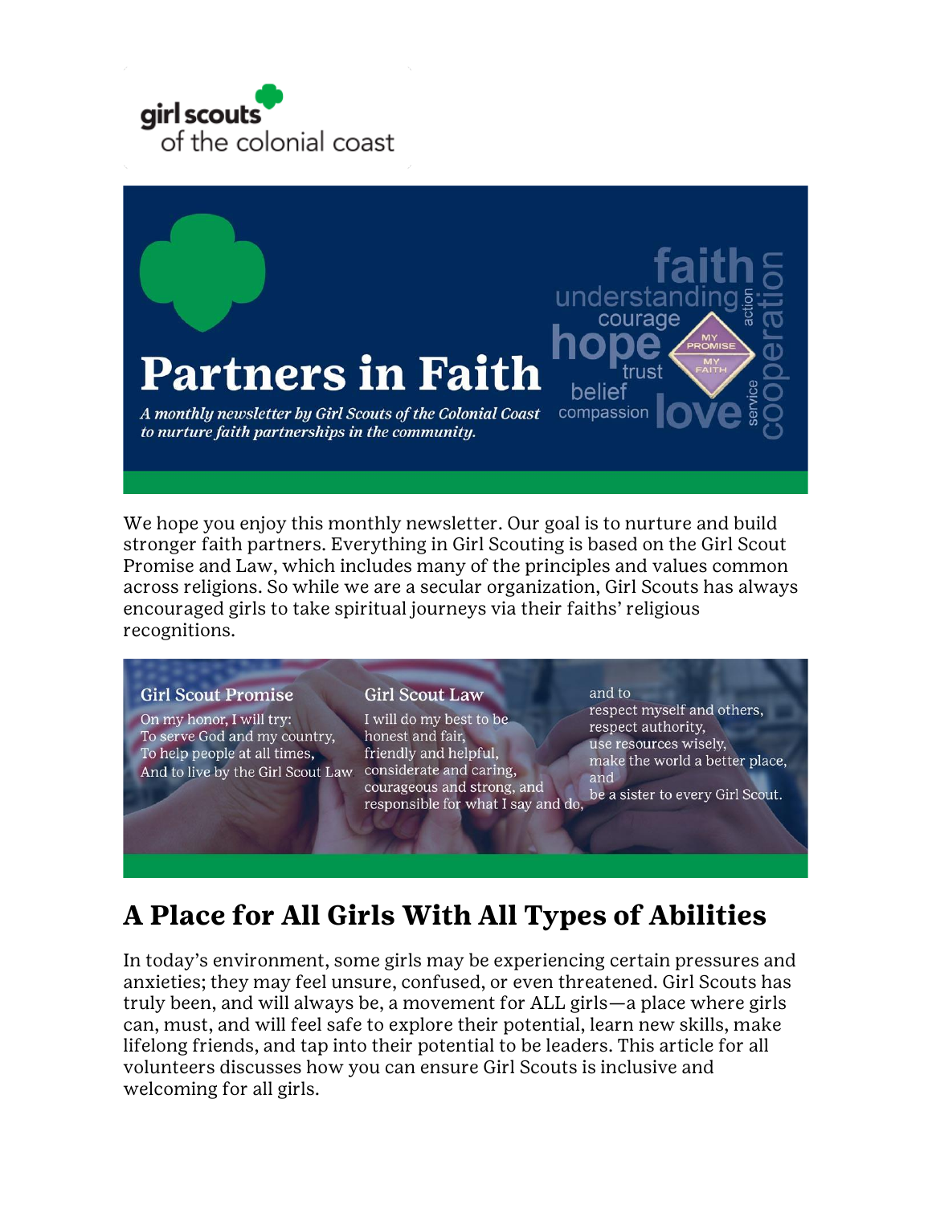girl scouts of the colonial coast

# Partners in Faith

*A monthly newsletter by Girl Scouts of the Colonial Coast to nurture faith partnerships in the community.*

We hope you enjoy this monthly newsletter. Our goal is to nurture and build stronger faith partners. Everything in Girl Scouting is based on the Girl Scout Promise and Law, which includes many of the principles and values common across religions. So while we are a secular organization, Girl Scouts has always encouraged girls to take spiritual journeys via their faiths' religious recognitions.

**Girl Scout Promise**

On my honor, I will try:
To serve God and my country,
To help people at all times,
And to live by the Girl Scout Law

**Girl Scout Law**

I will do my best to be
honest and fair,
friendly and helpful,
considerate and caring,
courageous and strong, and
responsible for what I say and do,
and to
respect myself and others,
respect authority,
use resources wisely,
make the world a better place,
and
be a sister to every Girl Scout.

## A Place for All Girls With All Types of Abilities

In today's environment, some girls may be experiencing certain pressures and anxieties; they may feel unsure, confused, or even threatened. Girl Scouts has truly been, and will always be, a movement for ALL girls—a place where girls can, must, and will feel safe to explore their potential, learn new skills, make lifelong friends, and tap into their potential to be leaders. This article for all volunteers discusses how you can ensure Girl Scouts is inclusive and welcoming for all girls.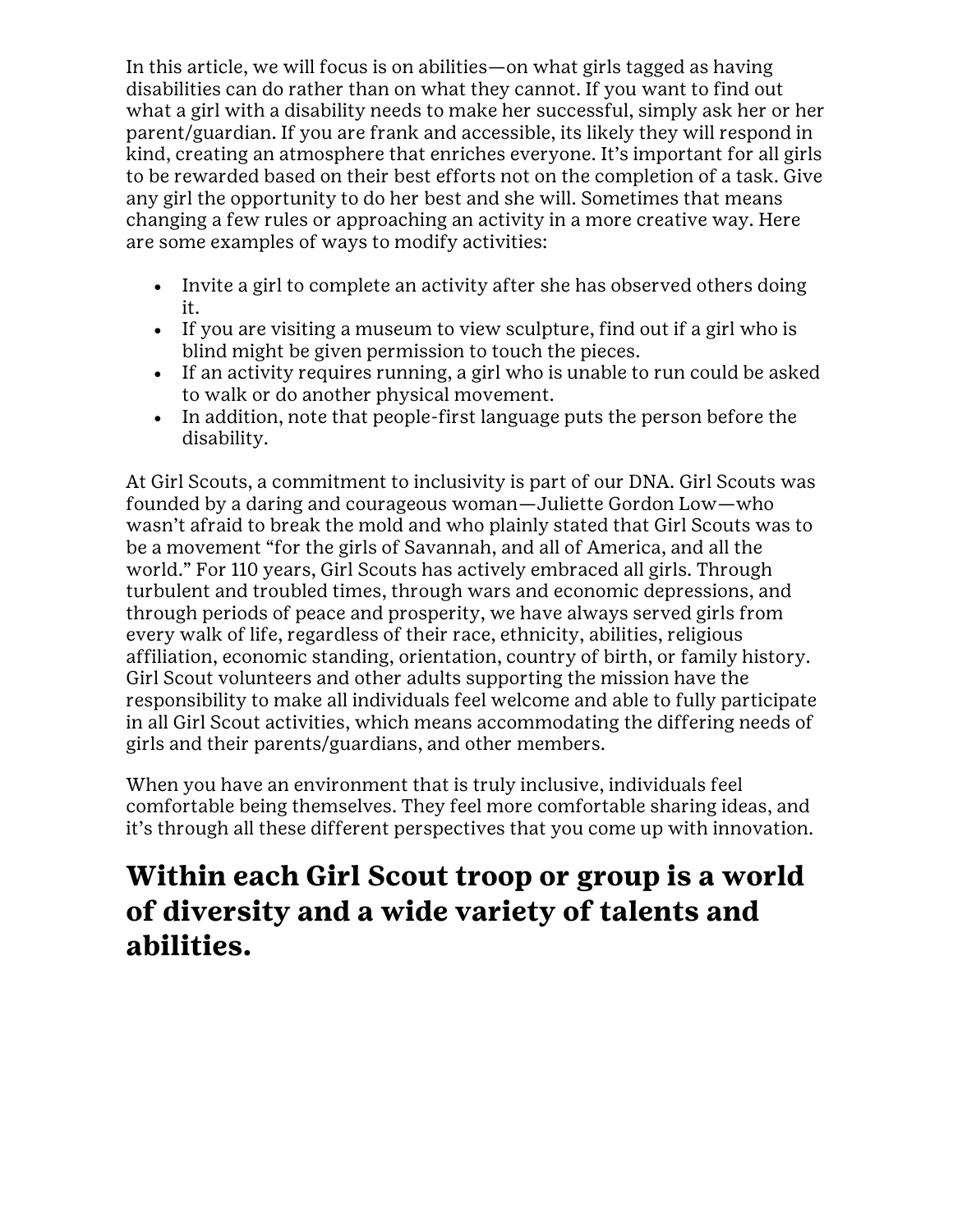In this article, we will focus is on abilities—on what girls tagged as having disabilities can do rather than on what they cannot. If you want to find out what a girl with a disability needs to make her successful, simply ask her or her parent/guardian. If you are frank and accessible, its likely they will respond in kind, creating an atmosphere that enriches everyone. It's important for all girls to be rewarded based on their best efforts not on the completion of a task. Give any girl the opportunity to do her best and she will. Sometimes that means changing a few rules or approaching an activity in a more creative way. Here are some examples of ways to modify activities:

- Invite a girl to complete an activity after she has observed others doing it.
- If you are visiting a museum to view sculpture, find out if a girl who is blind might be given permission to touch the pieces.
- If an activity requires running, a girl who is unable to run could be asked to walk or do another physical movement.
- In addition, note that people-first language puts the person before the disability.

At Girl Scouts, a commitment to inclusivity is part of our DNA. Girl Scouts was founded by a daring and courageous woman—Juliette Gordon Low—who wasn't afraid to break the mold and who plainly stated that Girl Scouts was to be a movement "for the girls of Savannah, and all of America, and all the world." For 110 years, Girl Scouts has actively embraced all girls. Through turbulent and troubled times, through wars and economic depressions, and through periods of peace and prosperity, we have always served girls from every walk of life, regardless of their race, ethnicity, abilities, religious affiliation, economic standing, orientation, country of birth, or family history. Girl Scout volunteers and other adults supporting the mission have the responsibility to make all individuals feel welcome and able to fully participate in all Girl Scout activities, which means accommodating the differing needs of girls and their parents/guardians, and other members.

When you have an environment that is truly inclusive, individuals feel comfortable being themselves. They feel more comfortable sharing ideas, and it's through all these different perspectives that you come up with innovation.

## Within each Girl Scout troop or group is a world of diversity and a wide variety of talents and abilities.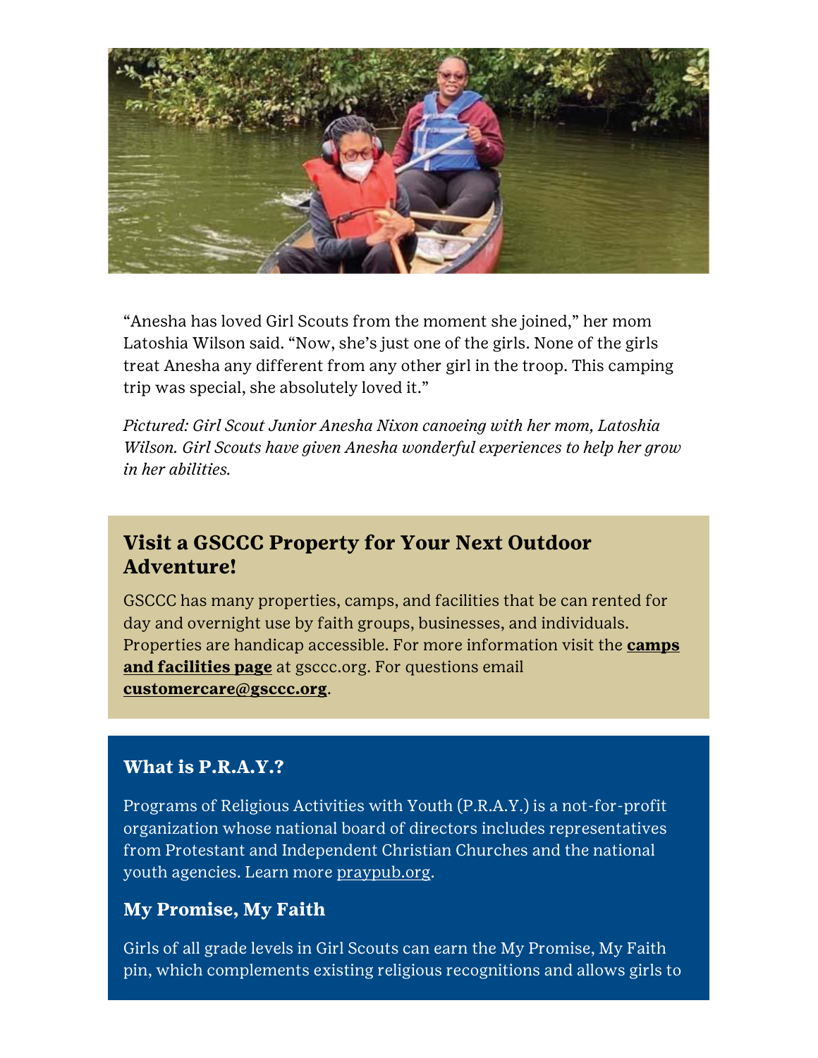"Anesha has loved Girl Scouts from the moment she joined," her mom Latoshia Wilson said. "Now, she's just one of the girls. None of the girls treat Anesha any different from any other girl in the troop. This camping trip was special, she absolutely loved it."

*Pictured: Girl Scout Junior Anesha Nixon canoeing with her mom, Latoshia Wilson. Girl Scouts have given Anesha wonderful experiences to help her grow in her abilities.*

## Visit a GSCCC Property for Your Next Outdoor Adventure!

GSCCC has many properties, camps, and facilities that be can rented for day and overnight use by faith groups, businesses, and individuals. Properties are handicap accessible. For more information visit the **camps and facilities page** at gsccc.org. For questions email **customercare@gsccc.org**.

### What is P.R.A.Y.?

Programs of Religious Activities with Youth (P.R.A.Y.) is a not-for-profit organization whose national board of directors includes representatives from Protestant and Independent Christian Churches and the national youth agencies. Learn more praypub.org.

### My Promise, My Faith

Girls of all grade levels in Girl Scouts can earn the My Promise, My Faith pin, which complements existing religious recognitions and allows girls to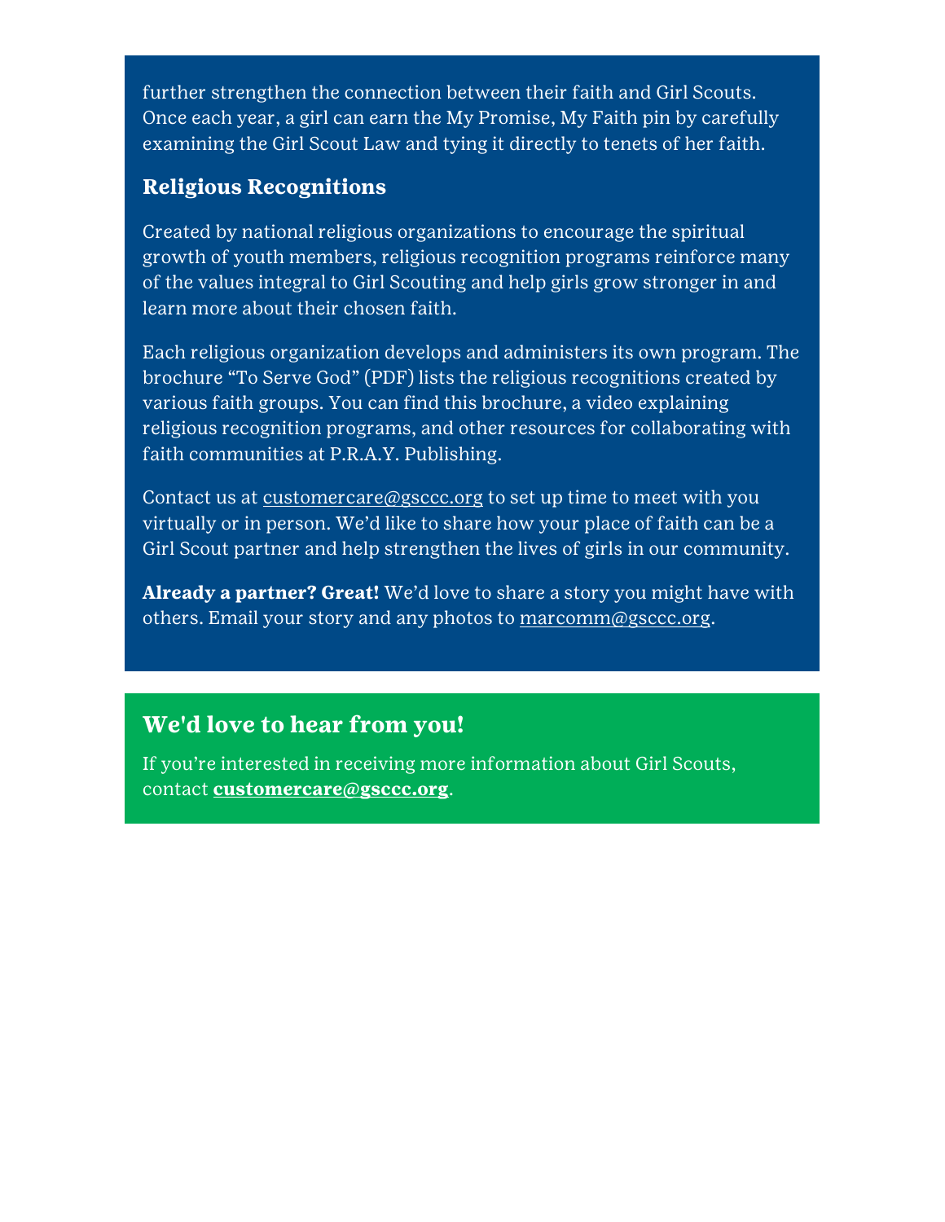further strengthen the connection between their faith and Girl Scouts. Once each year, a girl can earn the My Promise, My Faith pin by carefully examining the Girl Scout Law and tying it directly to tenets of her faith.

### Religious Recognitions

Created by national religious organizations to encourage the spiritual growth of youth members, religious recognition programs reinforce many of the values integral to Girl Scouting and help girls grow stronger in and learn more about their chosen faith.

Each religious organization develops and administers its own program. The brochure "To Serve God" (PDF) lists the religious recognitions created by various faith groups. You can find this brochure, a video explaining religious recognition programs, and other resources for collaborating with faith communities at P.R.A.Y. Publishing.

Contact us at customercare@gsccc.org to set up time to meet with you virtually or in person. We'd like to share how your place of faith can be a Girl Scout partner and help strengthen the lives of girls in our community.

**Already a partner? Great!** We'd love to share a story you might have with others. Email your story and any photos to marcomm@gsccc.org.

## We'd love to hear from you!

If you're interested in receiving more information about Girl Scouts, contact **customercare@gsccc.org**.